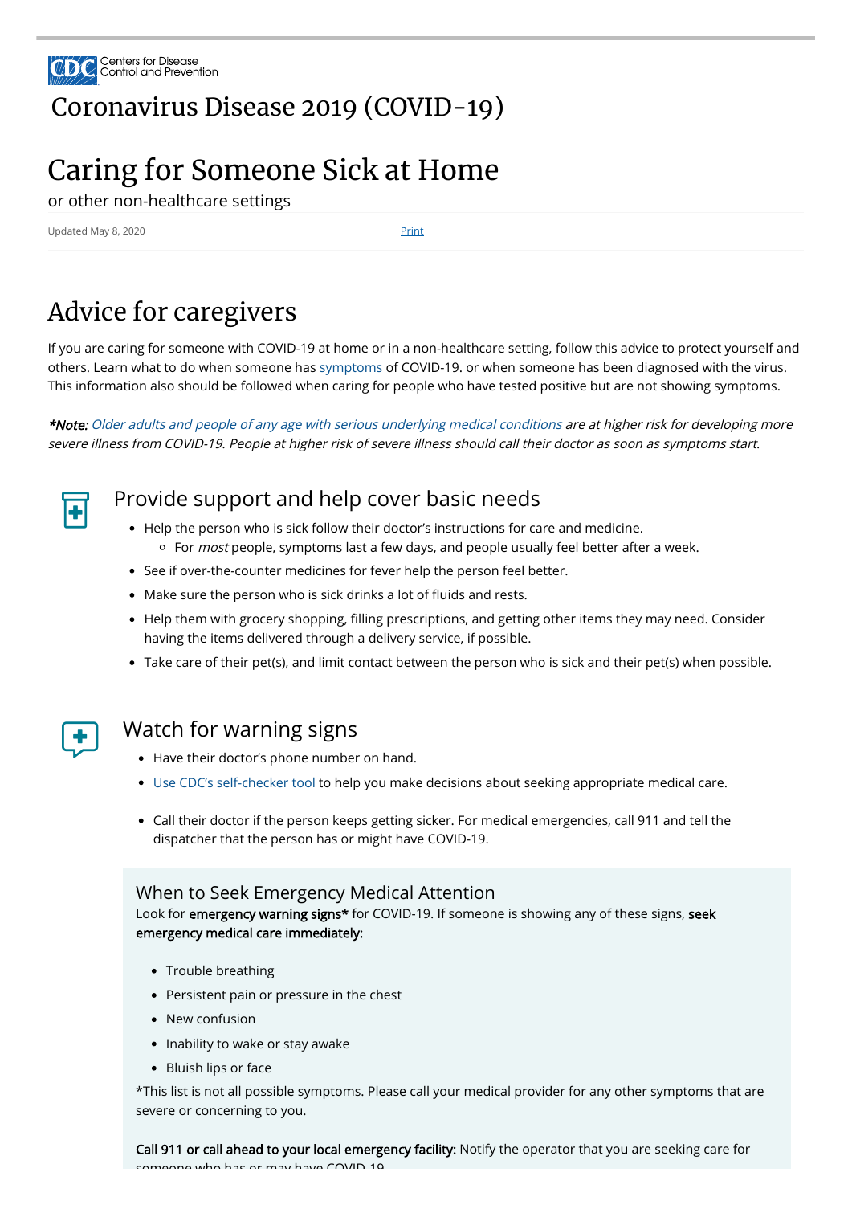Centers for Disease Control and Prevention

# Coronavirus Disease 2019 (COVID-19)

# Caring for Someone Sick at Home

or other non-healthcare settings

Updated May 8, 2020 Print

## Advice for caregivers

If you are caring for someone with COVID-19 at home or in a non-healthcare setting, follow this advice to protect yourself and others. Learn what to do when someone has symptoms of COVID-19. or when someone has been diagnosed with the virus. This information also should be followed when caring for people who have tested positive but are not showing symptoms.

***Note:** Older adults and people of any age with serious underlying medical conditions are at higher risk for developing more severe illness from COVID-19. People at higher risk of severe illness should call their doctor as soon as symptoms start.*

### Provide support and help cover basic needs

- Help the person who is sick follow their doctor's instructions for care and medicine.
  - For *most* people, symptoms last a few days, and people usually feel better after a week.
- See if over-the-counter medicines for fever help the person feel better.
- Make sure the person who is sick drinks a lot of fluids and rests.
- Help them with grocery shopping, filling prescriptions, and getting other items they may need. Consider having the items delivered through a delivery service, if possible.
- Take care of their pet(s), and limit contact between the person who is sick and their pet(s) when possible.

### Watch for warning signs

- Have their doctor's phone number on hand.
- Use CDC's self-checker tool to help you make decisions about seeking appropriate medical care.
- Call their doctor if the person keeps getting sicker. For medical emergencies, call 911 and tell the dispatcher that the person has or might have COVID-19.

#### When to Seek Emergency Medical Attention

Look for **emergency warning signs*** for COVID-19. If someone is showing any of these signs, **seek emergency medical care immediately:**

- Trouble breathing
- Persistent pain or pressure in the chest
- New confusion
- Inability to wake or stay awake
- Bluish lips or face

*This list is not all possible symptoms. Please call your medical provider for any other symptoms that are severe or concerning to you.

**Call 911 or call ahead to your local emergency facility:** Notify the operator that you are seeking care for someone who has or may have COVID-19.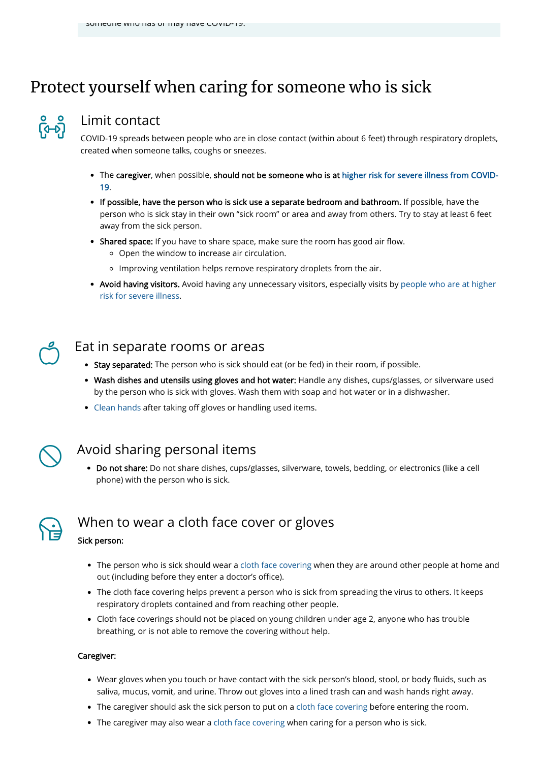someone who has or may have COVID-19.

# Protect yourself when caring for someone who is sick

## Limit contact

COVID-19 spreads between people who are in close contact (within about 6 feet) through respiratory droplets, created when someone talks, coughs or sneezes.

- The **caregiver**, when possible, **should not be someone who is at higher risk for severe illness from COVID-19**.
- **If possible, have the person who is sick use a separate bedroom and bathroom.** If possible, have the person who is sick stay in their own "sick room" or area and away from others. Try to stay at least 6 feet away from the sick person.
- **Shared space:** If you have to share space, make sure the room has good air flow.
  - Open the window to increase air circulation.
  - Improving ventilation helps remove respiratory droplets from the air.
- **Avoid having visitors.** Avoid having any unnecessary visitors, especially visits by people who are at higher risk for severe illness.

## Eat in separate rooms or areas

- **Stay separated:** The person who is sick should eat (or be fed) in their room, if possible.
- **Wash dishes and utensils using gloves and hot water:** Handle any dishes, cups/glasses, or silverware used by the person who is sick with gloves. Wash them with soap and hot water or in a dishwasher.
- Clean hands after taking off gloves or handling used items.

## Avoid sharing personal items

- **Do not share:** Do not share dishes, cups/glasses, silverware, towels, bedding, or electronics (like a cell phone) with the person who is sick.

## When to wear a cloth face cover or gloves

**Sick person:**

- The person who is sick should wear a cloth face covering when they are around other people at home and out (including before they enter a doctor's office).
- The cloth face covering helps prevent a person who is sick from spreading the virus to others. It keeps respiratory droplets contained and from reaching other people.
- Cloth face coverings should not be placed on young children under age 2, anyone who has trouble breathing, or is not able to remove the covering without help.

**Caregiver:**

- Wear gloves when you touch or have contact with the sick person's blood, stool, or body fluids, such as saliva, mucus, vomit, and urine. Throw out gloves into a lined trash can and wash hands right away.
- The caregiver should ask the sick person to put on a cloth face covering before entering the room.
- The caregiver may also wear a cloth face covering when caring for a person who is sick.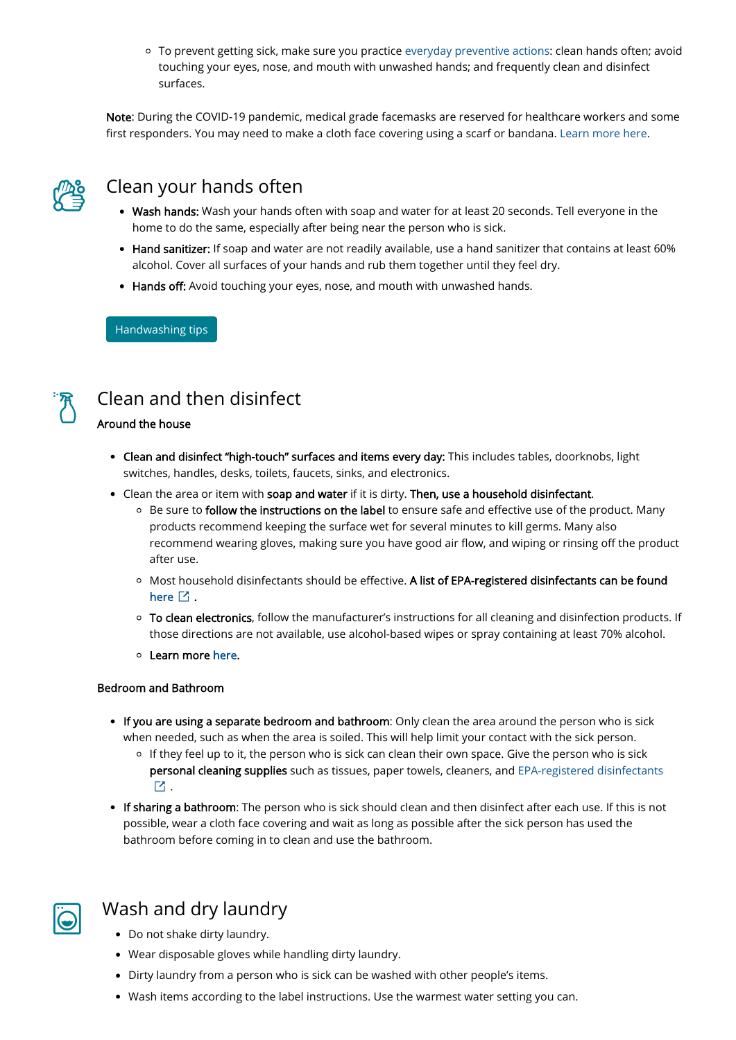- To prevent getting sick, make sure you practice everyday preventive actions: clean hands often; avoid touching your eyes, nose, and mouth with unwashed hands; and frequently clean and disinfect surfaces.

**Note**: During the COVID-19 pandemic, medical grade facemasks are reserved for healthcare workers and some first responders. You may need to make a cloth face covering using a scarf or bandana. Learn more here.

## Clean your hands often

- **Wash hands:** Wash your hands often with soap and water for at least 20 seconds. Tell everyone in the home to do the same, especially after being near the person who is sick.
- **Hand sanitizer:** If soap and water are not readily available, use a hand sanitizer that contains at least 60% alcohol. Cover all surfaces of your hands and rub them together until they feel dry.
- **Hands off:** Avoid touching your eyes, nose, and mouth with unwashed hands.

Handwashing tips

## Clean and then disinfect

### Around the house

- **Clean and disinfect "high-touch" surfaces and items every day:** This includes tables, doorknobs, light switches, handles, desks, toilets, faucets, sinks, and electronics.
- Clean the area or item with **soap and water** if it is dirty. **Then, use a household disinfectant**.
  - Be sure to **follow the instructions on the label** to ensure safe and effective use of the product. Many products recommend keeping the surface wet for several minutes to kill germs. Many also recommend wearing gloves, making sure you have good air flow, and wiping or rinsing off the product after use.
  - Most household disinfectants should be effective. **A list of EPA-registered disinfectants can be found here** .
  - **To clean electronics**, follow the manufacturer's instructions for all cleaning and disinfection products. If those directions are not available, use alcohol-based wipes or spray containing at least 70% alcohol.
  - **Learn more here.**

### Bedroom and Bathroom

- **If you are using a separate bedroom and bathroom**: Only clean the area around the person who is sick when needed, such as when the area is soiled. This will help limit your contact with the sick person.
  - If they feel up to it, the person who is sick can clean their own space. Give the person who is sick **personal cleaning supplies** such as tissues, paper towels, cleaners, and EPA-registered disinfectants .
- **If sharing a bathroom**: The person who is sick should clean and then disinfect after each use. If this is not possible, wear a cloth face covering and wait as long as possible after the sick person has used the bathroom before coming in to clean and use the bathroom.

## Wash and dry laundry

- Do not shake dirty laundry.
- Wear disposable gloves while handling dirty laundry.
- Dirty laundry from a person who is sick can be washed with other people's items.
- Wash items according to the label instructions. Use the warmest water setting you can.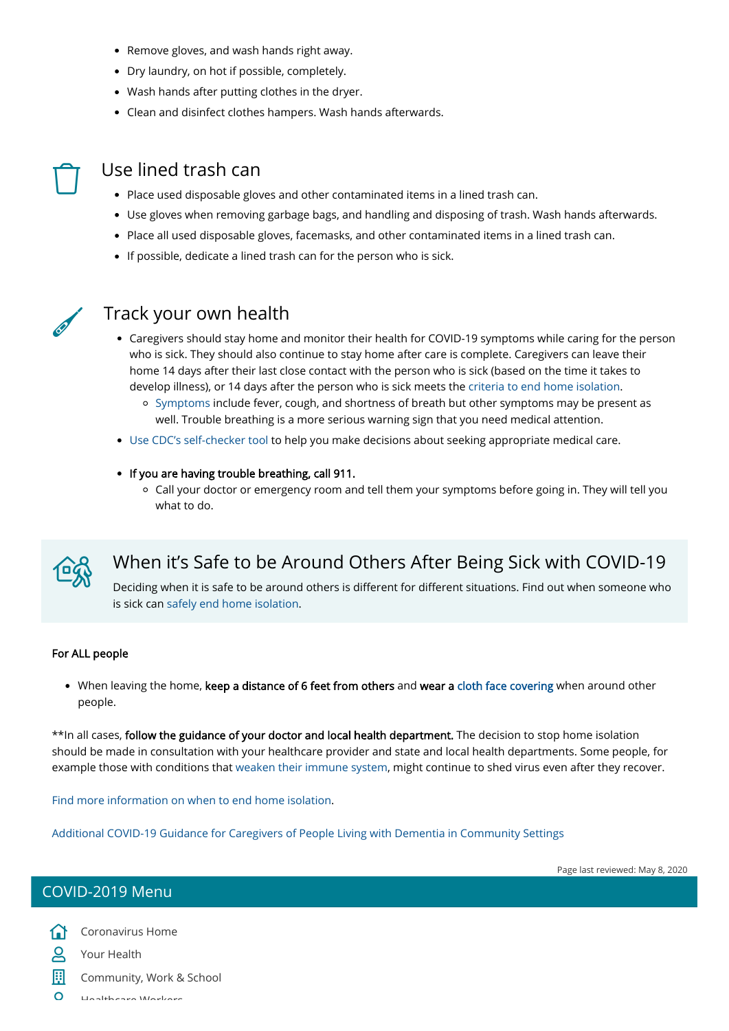- Remove gloves, and wash hands right away.
- Dry laundry, on hot if possible, completely.
- Wash hands after putting clothes in the dryer.
- Clean and disinfect clothes hampers. Wash hands afterwards.

## Use lined trash can

- Place used disposable gloves and other contaminated items in a lined trash can.
- Use gloves when removing garbage bags, and handling and disposing of trash. Wash hands afterwards.
- Place all used disposable gloves, facemasks, and other contaminated items in a lined trash can.
- If possible, dedicate a lined trash can for the person who is sick.

## Track your own health

- Caregivers should stay home and monitor their health for COVID-19 symptoms while caring for the person who is sick. They should also continue to stay home after care is complete. Caregivers can leave their home 14 days after their last close contact with the person who is sick (based on the time it takes to develop illness), or 14 days after the person who is sick meets the criteria to end home isolation.
  - Symptoms include fever, cough, and shortness of breath but other symptoms may be present as well. Trouble breathing is a more serious warning sign that you need medical attention.
- Use CDC's self-checker tool to help you make decisions about seeking appropriate medical care.

- **If you are having trouble breathing, call 911.**
  - Call your doctor or emergency room and tell them your symptoms before going in. They will tell you what to do.

## When it's Safe to be Around Others After Being Sick with COVID-19

Deciding when it is safe to be around others is different for different situations. Find out when someone who is sick can safely end home isolation.

**For ALL people**

- When leaving the home, **keep a distance of 6 feet from others** and **wear a cloth face covering** when around other people.

**In all cases, **follow the guidance of your doctor and local health department.** The decision to stop home isolation should be made in consultation with your healthcare provider and state and local health departments. Some people, for example those with conditions that weaken their immune system, might continue to shed virus even after they recover.

Find more information on when to end home isolation.

Additional COVID-19 Guidance for Caregivers of People Living with Dementia in Community Settings

Page last reviewed: May 8, 2020

## COVID-2019 Menu

- Coronavirus Home
- Your Health
- Community, Work & School
- Healthcare Workers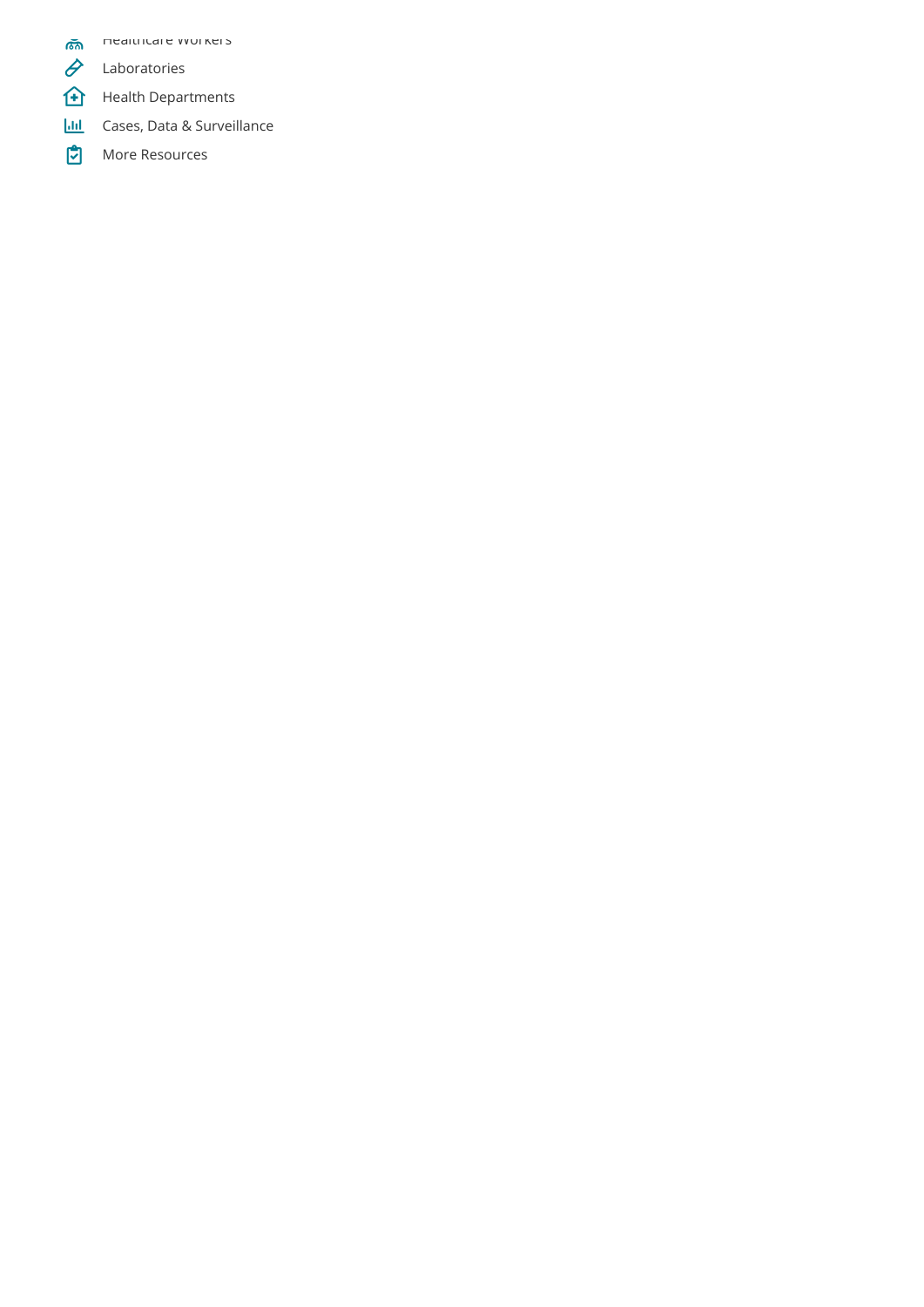- Healthcare Workers
- Laboratories
- Health Departments
- Cases, Data & Surveillance
- More Resources